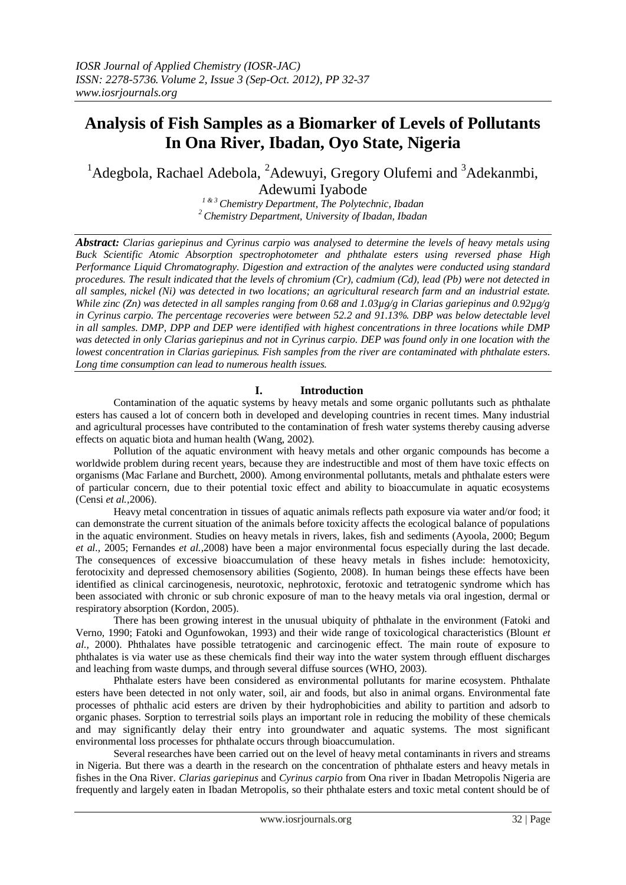*IOSR Journal of Applied Chemistry (IOSR-JAC)*
*ISSN: 2278-5736. Volume 2, Issue 3 (Sep-Oct. 2012), PP 32-37*
*www.iosrjournals.org*

# Analysis of Fish Samples as a Biomarker of Levels of Pollutants In Ona River, Ibadan, Oyo State, Nigeria

[1]Adegbola, Rachael Adebola, [2]Adewuyi, Gregory Olufemi and [3]Adekanmbi, Adewumi Iyabode

*[1 & 3] Chemistry Department, The Polytechnic, Ibadan*
*[2] Chemistry Department, University of Ibadan, Ibadan*

***Abstract:*** *Clarias gariepinus and Cyrinus carpio was analysed to determine the levels of heavy metals using Buck Scientific Atomic Absorption spectrophotometer and phthalate esters using reversed phase High Performance Liquid Chromatography. Digestion and extraction of the analytes were conducted using standard procedures. The result indicated that the levels of chromium (Cr), cadmium (Cd), lead (Pb) were not detected in all samples, nickel (Ni) was detected in two locations; an agricultural research farm and an industrial estate. While zinc (Zn) was detected in all samples ranging from 0.68 and 1.03µg/g in Clarias gariepinus and 0.92µg/g in Cyrinus carpio. The percentage recoveries were between 52.2 and 91.13%. DBP was below detectable level in all samples. DMP, DPP and DEP were identified with highest concentrations in three locations while DMP was detected in only Clarias gariepinus and not in Cyrinus carpio. DEP was found only in one location with the lowest concentration in Clarias gariepinus. Fish samples from the river are contaminated with phthalate esters. Long time consumption can lead to numerous health issues.*

## I. Introduction

Contamination of the aquatic systems by heavy metals and some organic pollutants such as phthalate esters has caused a lot of concern both in developed and developing countries in recent times. Many industrial and agricultural processes have contributed to the contamination of fresh water systems thereby causing adverse effects on aquatic biota and human health (Wang, 2002).

Pollution of the aquatic environment with heavy metals and other organic compounds has become a worldwide problem during recent years, because they are indestructible and most of them have toxic effects on organisms (Mac Farlane and Burchett, 2000). Among environmental pollutants, metals and phthalate esters were of particular concern, due to their potential toxic effect and ability to bioaccumulate in aquatic ecosystems (Censi *et al.*,2006).

Heavy metal concentration in tissues of aquatic animals reflects path exposure via water and/or food; it can demonstrate the current situation of the animals before toxicity affects the ecological balance of populations in the aquatic environment. Studies on heavy metals in rivers, lakes, fish and sediments (Ayoola, 2000; Begum *et al.*, 2005; Fernandes *et al.*,2008) have been a major environmental focus especially during the last decade. The consequences of excessive bioaccumulation of these heavy metals in fishes include: hemotoxicity, ferotocixity and depressed chemosensory abilities (Sogiento, 2008). In human beings these effects have been identified as clinical carcinogenesis, neurotoxic, nephrotoxic, ferotoxic and tetratogenic syndrome which has been associated with chronic or sub chronic exposure of man to the heavy metals via oral ingestion, dermal or respiratory absorption (Kordon, 2005).

There has been growing interest in the unusual ubiquity of phthalate in the environment (Fatoki and Verno, 1990; Fatoki and Ogunfowokan, 1993) and their wide range of toxicological characteristics (Blount *et al.*, 2000). Phthalates have possible tetratogenic and carcinogenic effect. The main route of exposure to phthalates is via water use as these chemicals find their way into the water system through effluent discharges and leaching from waste dumps, and through several diffuse sources (WHO, 2003).

Phthalate esters have been considered as environmental pollutants for marine ecosystem. Phthalate esters have been detected in not only water, soil, air and foods, but also in animal organs. Environmental fate processes of phthalic acid esters are driven by their hydrophobicities and ability to partition and adsorb to organic phases. Sorption to terrestrial soils plays an important role in reducing the mobility of these chemicals and may significantly delay their entry into groundwater and aquatic systems. The most significant environmental loss processes for phthalate occurs through bioaccumulation.

Several researches have been carried out on the level of heavy metal contaminants in rivers and streams in Nigeria. But there was a dearth in the research on the concentration of phthalate esters and heavy metals in fishes in the Ona River. *Clarias gariepinus* and *Cyrinus carpio* from Ona river in Ibadan Metropolis Nigeria are frequently and largely eaten in Ibadan Metropolis, so their phthalate esters and toxic metal content should be of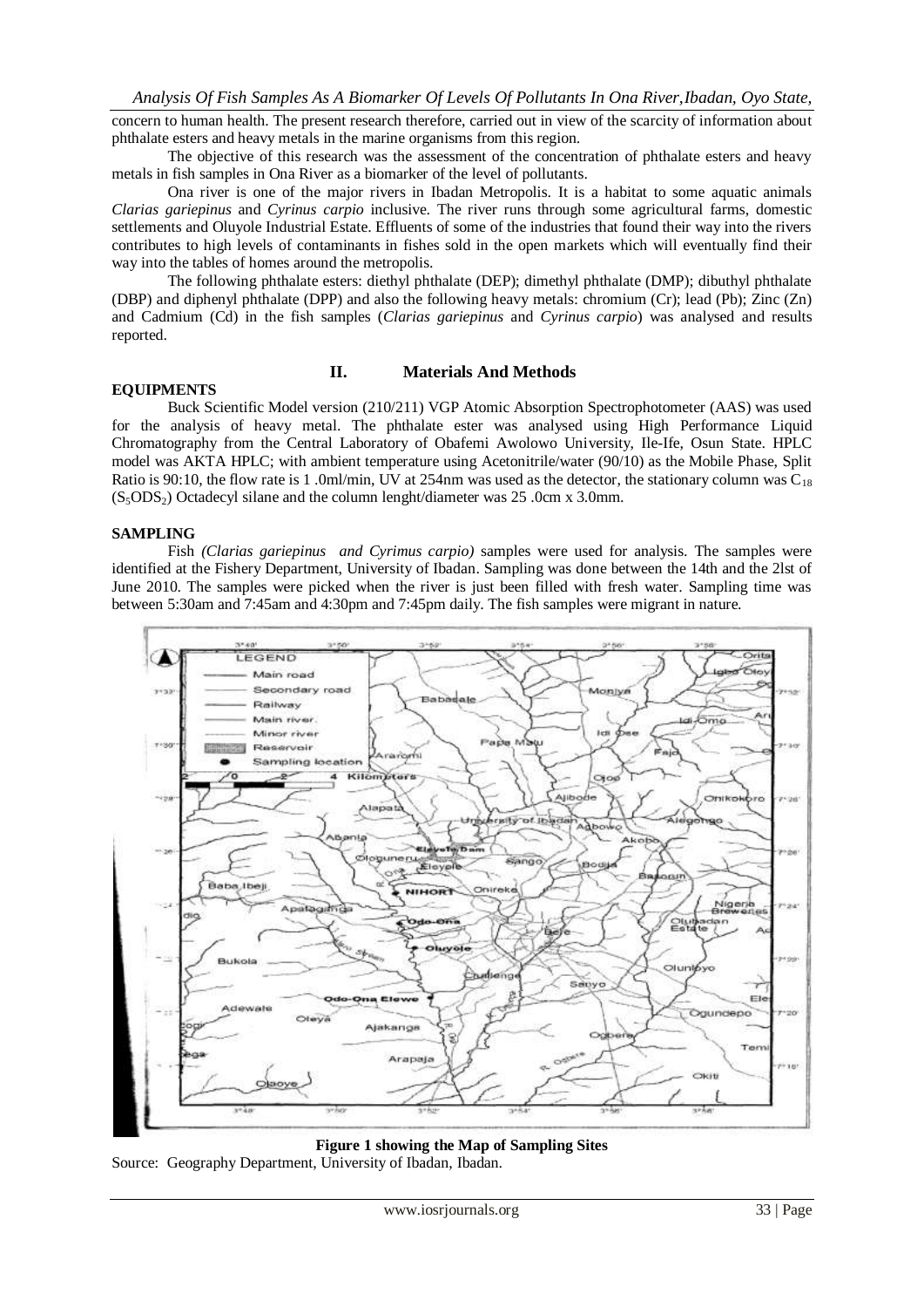concern to human health. The present research therefore, carried out in view of the scarcity of information about phthalate esters and heavy metals in the marine organisms from this region.

The objective of this research was the assessment of the concentration of phthalate esters and heavy metals in fish samples in Ona River as a biomarker of the level of pollutants.

Ona river is one of the major rivers in Ibadan Metropolis. It is a habitat to some aquatic animals *Clarias gariepinus* and *Cyrinus carpio* inclusive. The river runs through some agricultural farms, domestic settlements and Oluyole Industrial Estate. Effluents of some of the industries that found their way into the rivers contributes to high levels of contaminants in fishes sold in the open markets which will eventually find their way into the tables of homes around the metropolis.

The following phthalate esters: diethyl phthalate (DEP); dimethyl phthalate (DMP); dibuthyl phthalate (DBP) and diphenyl phthalate (DPP) and also the following heavy metals: chromium (Cr); lead (Pb); Zinc (Zn) and Cadmium (Cd) in the fish samples (*Clarias gariepinus* and *Cyrinus carpio*) was analysed and results reported.

## II. Materials And Methods

### EQUIPMENTS

Buck Scientific Model version (210/211) VGP Atomic Absorption Spectrophotometer (AAS) was used for the analysis of heavy metal. The phthalate ester was analysed using High Performance Liquid Chromatography from the Central Laboratory of Obafemi Awolowo University, Ile-Ife, Osun State. HPLC model was AKTA HPLC; with ambient temperature using Acetonitrile/water (90/10) as the Mobile Phase, Split Ratio is 90:10, the flow rate is 1 .0ml/min, UV at 254nm was used as the detector, the stationary column was $C_{18}$ ($S_5ODS_2$) Octadecyl silane and the column lenght/diameter was 25 .0cm x 3.0mm.

### SAMPLING

Fish *(Clarias gariepinus and Cyrimus carpio)* samples were used for analysis. The samples were identified at the Fishery Department, University of Ibadan. Sampling was done between the 14th and the 2lst of June 2010. The samples were picked when the river is just been filled with fresh water. Sampling time was between 5:30am and 7:45am and 4:30pm and 7:45pm daily. The fish samples were migrant in nature.

**Figure 1 showing the Map of Sampling Sites**

Source: Geography Department, University of Ibadan, Ibadan.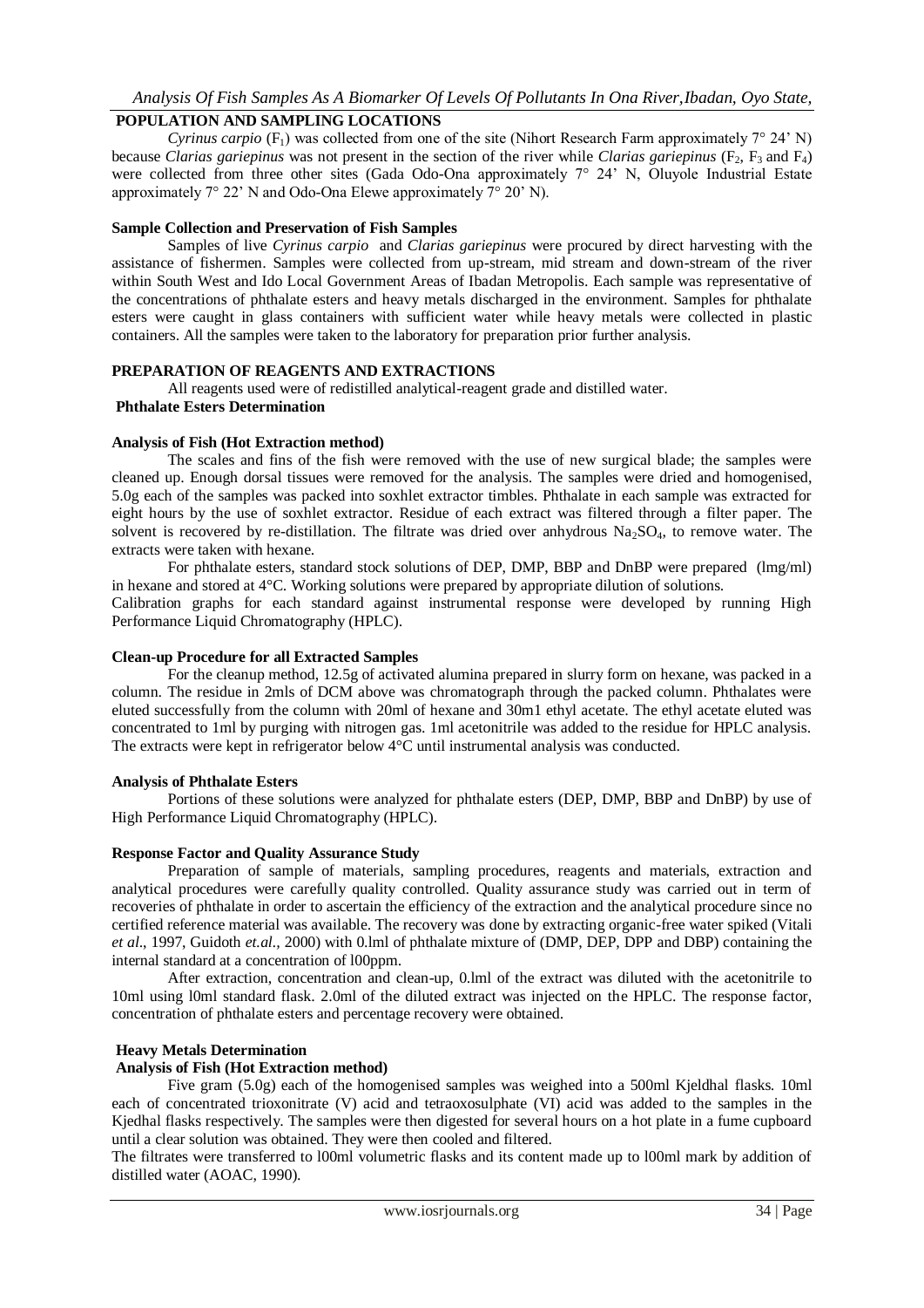## POPULATION AND SAMPLING LOCATIONS

*Cyrinus carpio* ($F_1$) was collected from one of the site (Nihort Research Farm approximately 7° 24' N) because *Clarias gariepinus* was not present in the section of the river while *Clarias gariepinus* ($F_2$, $F_3$ and $F_4$) were collected from three other sites (Gada Odo-Ona approximately 7° 24' N, Oluyole Industrial Estate approximately 7° 22' N and Odo-Ona Elewe approximately 7° 20' N).

### Sample Collection and Preservation of Fish Samples

Samples of live *Cyrinus carpio* and *Clarias gariepinus* were procured by direct harvesting with the assistance of fishermen. Samples were collected from up-stream, mid stream and down-stream of the river within South West and Ido Local Government Areas of Ibadan Metropolis. Each sample was representative of the concentrations of phthalate esters and heavy metals discharged in the environment. Samples for phthalate esters were caught in glass containers with sufficient water while heavy metals were collected in plastic containers. All the samples were taken to the laboratory for preparation prior further analysis.

## PREPARATION OF REAGENTS AND EXTRACTIONS

All reagents used were of redistilled analytical-reagent grade and distilled water.

### Phthalate Esters Determination

### Analysis of Fish (Hot Extraction method)

The scales and fins of the fish were removed with the use of new surgical blade; the samples were cleaned up. Enough dorsal tissues were removed for the analysis. The samples were dried and homogenised, 5.0g each of the samples was packed into soxhlet extractor timbles. Phthalate in each sample was extracted for eight hours by the use of soxhlet extractor. Residue of each extract was filtered through a filter paper. The solvent is recovered by re-distillation. The filtrate was dried over anhydrous $Na_2SO_4$, to remove water. The extracts were taken with hexane.

For phthalate esters, standard stock solutions of DEP, DMP, BBP and DnBP were prepared (lmg/ml) in hexane and stored at 4°C. Working solutions were prepared by appropriate dilution of solutions.

Calibration graphs for each standard against instrumental response were developed by running High Performance Liquid Chromatography (HPLC).

### Clean-up Procedure for all Extracted Samples

For the cleanup method, 12.5g of activated alumina prepared in slurry form on hexane, was packed in a column. The residue in 2mls of DCM above was chromatograph through the packed column. Phthalates were eluted successfully from the column with 20ml of hexane and 30m1 ethyl acetate. The ethyl acetate eluted was concentrated to 1ml by purging with nitrogen gas. 1ml acetonitrile was added to the residue for HPLC analysis. The extracts were kept in refrigerator below 4°C until instrumental analysis was conducted.

### Analysis of Phthalate Esters

Portions of these solutions were analyzed for phthalate esters (DEP, DMP, BBP and DnBP) by use of High Performance Liquid Chromatography (HPLC).

### Response Factor and Quality Assurance Study

Preparation of sample of materials, sampling procedures, reagents and materials, extraction and analytical procedures were carefully quality controlled. Quality assurance study was carried out in term of recoveries of phthalate in order to ascertain the efficiency of the extraction and the analytical procedure since no certified reference material was available. The recovery was done by extracting organic-free water spiked (Vitali *et al*., 1997, Guidoth *et.al.,* 2000) with 0.lml of phthalate mixture of (DMP, DEP, DPP and DBP) containing the internal standard at a concentration of l00ppm.

After extraction, concentration and clean-up, 0.lml of the extract was diluted with the acetonitrile to 10ml using l0ml standard flask. 2.0ml of the diluted extract was injected on the HPLC. The response factor, concentration of phthalate esters and percentage recovery were obtained.

### Heavy Metals Determination

### Analysis of Fish (Hot Extraction method)

Five gram (5.0g) each of the homogenised samples was weighed into a 500ml Kjeldhal flasks. 10ml each of concentrated trioxonitrate (V) acid and tetraoxosulphate (VI) acid was added to the samples in the Kjedhal flasks respectively. The samples were then digested for several hours on a hot plate in a fume cupboard until a clear solution was obtained. They were then cooled and filtered.

The filtrates were transferred to l00ml volumetric flasks and its content made up to l00ml mark by addition of distilled water (AOAC, 1990).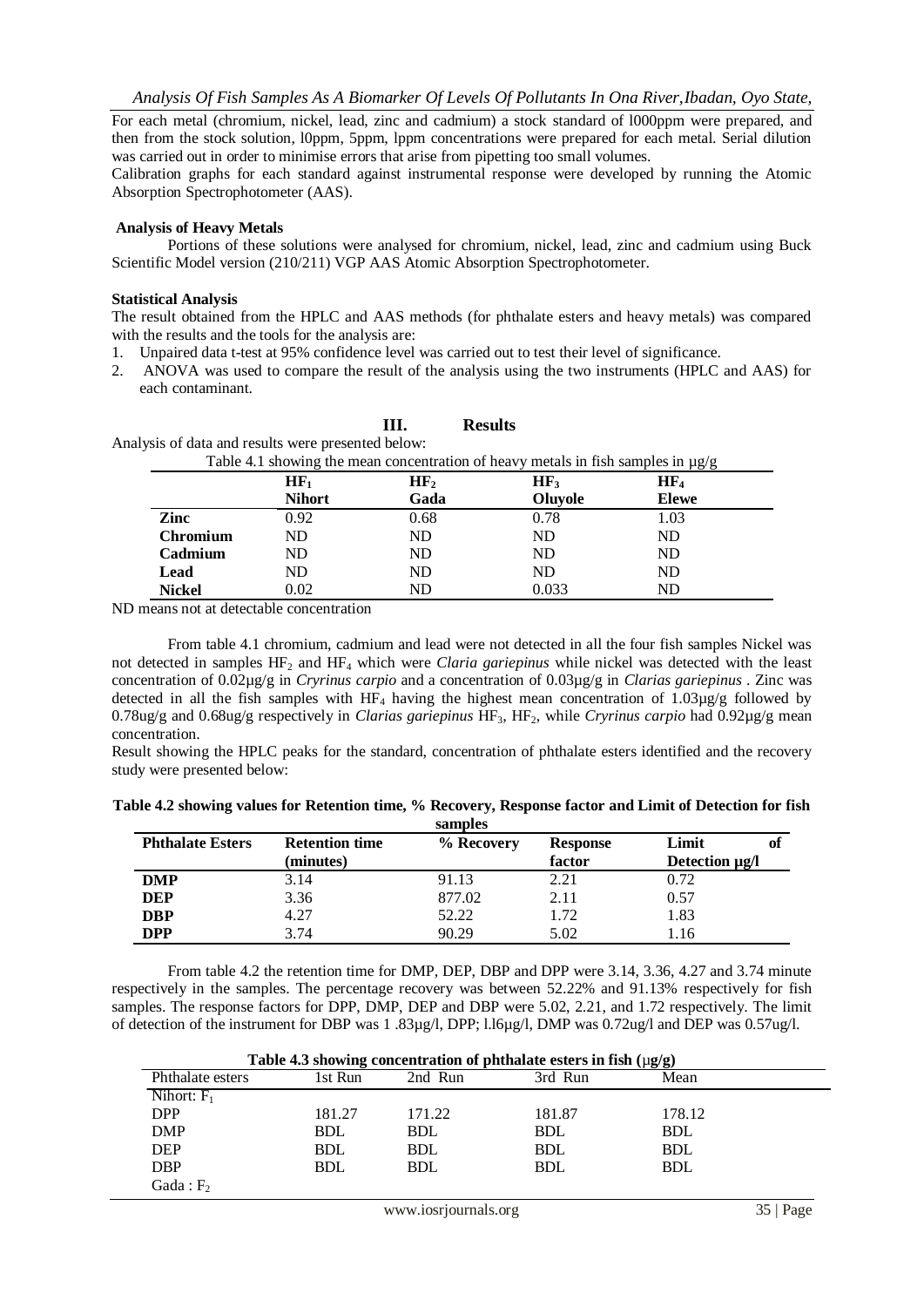For each metal (chromium, nickel, lead, zinc and cadmium) a stock standard of l000ppm were prepared, and then from the stock solution, l0ppm, 5ppm, lppm concentrations were prepared for each metal. Serial dilution was carried out in order to minimise errors that arise from pipetting too small volumes.

Calibration graphs for each standard against instrumental response were developed by running the Atomic Absorption Spectrophotometer (AAS).

**Analysis of Heavy Metals**

Portions of these solutions were analysed for chromium, nickel, lead, zinc and cadmium using Buck Scientific Model version (210/211) VGP AAS Atomic Absorption Spectrophotometer.

**Statistical Analysis**

The result obtained from the HPLC and AAS methods (for phthalate esters and heavy metals) was compared with the results and the tools for the analysis are:

1. Unpaired data t-test at 95% confidence level was carried out to test their level of significance.
2. ANOVA was used to compare the result of the analysis using the two instruments (HPLC and AAS) for each contaminant.

## III. Results

Analysis of data and results were presented below:

Table 4.1 showing the mean concentration of heavy metals in fish samples in µg/g

| | $HF_1$ Nihort | $HF_2$ Gada | $HF_3$ Oluyole | $HF_4$ Elewe |
|---|---|---|---|---|
| **Zinc** | 0.92 | 0.68 | 0.78 | 1.03 |
| **Chromium** | ND | ND | ND | ND |
| **Cadmium** | ND | ND | ND | ND |
| **Lead** | ND | ND | ND | ND |
| **Nickel** | 0.02 | ND | 0.033 | ND |

ND means not at detectable concentration

From table 4.1 chromium, cadmium and lead were not detected in all the four fish samples Nickel was not detected in samples $HF_2$ and $HF_4$ which were *Claria gariepinus* while nickel was detected with the least concentration of 0.02µg/g in *Cryrinus carpio* and a concentration of 0.03µg/g in *Clarias gariepinus* . Zinc was detected in all the fish samples with $HF_4$ having the highest mean concentration of 1.03µg/g followed by 0.78ug/g and 0.68ug/g respectively in *Clarias gariepinus* $HF_3$, $HF_2$, while *Cryrinus carpio* had 0.92µg/g mean concentration.

Result showing the HPLC peaks for the standard, concentration of phthalate esters identified and the recovery study were presented below:

**Table 4.2 showing values for Retention time, % Recovery, Response factor and Limit of Detection for fish samples**

| Phthalate Esters | Retention time (minutes) | % Recovery | Response factor | Limit of Detection µg/l |
|---|---|---|---|---|
| **DMP** | 3.14 | 91.13 | 2.21 | 0.72 |
| **DEP** | 3.36 | 877.02 | 2.11 | 0.57 |
| **DBP** | 4.27 | 52.22 | 1.72 | 1.83 |
| **DPP** | 3.74 | 90.29 | 5.02 | 1.16 |

From table 4.2 the retention time for DMP, DEP, DBP and DPP were 3.14, 3.36, 4.27 and 3.74 minute respectively in the samples. The percentage recovery was between 52.22% and 91.13% respectively for fish samples. The response factors for DPP, DMP, DEP and DBP were 5.02, 2.21, and 1.72 respectively. The limit of detection of the instrument for DBP was 1 .83µg/l, DPP; l.l6µg/l, DMP was 0.72ug/l and DEP was 0.57ug/l.

**Table 4.3 showing concentration of phthalate esters in fish (µg/g)**

| Phthalate esters | 1st Run | 2nd Run | 3rd Run | Mean |
|---|---|---|---|---|
| Nihort: $F_1$ | | | | |
| DPP | 181.27 | 171.22 | 181.87 | 178.12 |
| DMP | BDL | BDL | BDL | BDL |
| DEP | BDL | BDL | BDL | BDL |
| DBP | BDL | BDL | BDL | BDL |
| Gada : $F_2$ | | | | |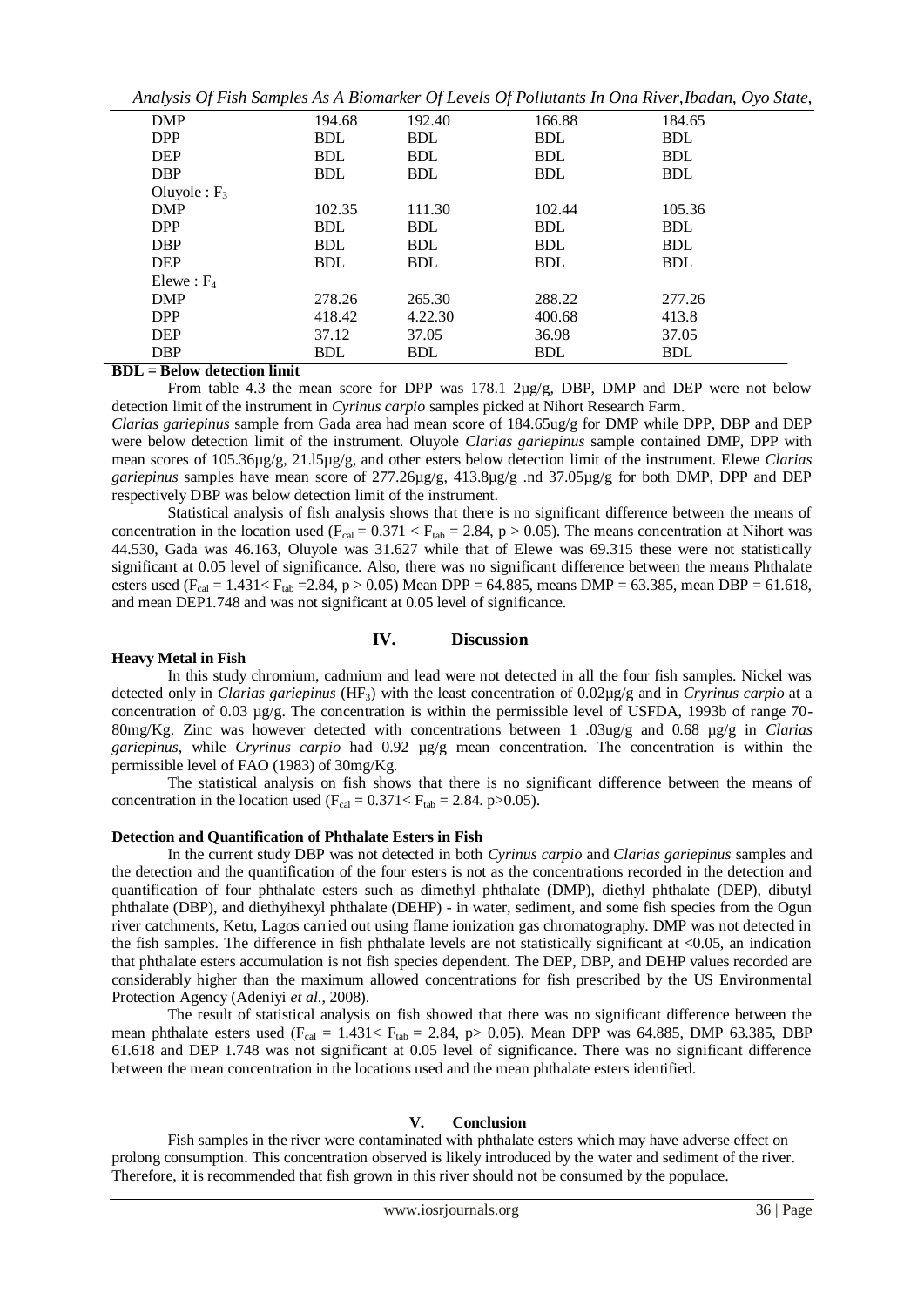| DMP | 194.68 | 192.40 | 166.88 | 184.65 |
|---|---|---|---|---|
| DPP | BDL | BDL | BDL | BDL |
| DEP | BDL | BDL | BDL | BDL |
| DBP | BDL | BDL | BDL | BDL |
| Oluyole : $F_3$ | | | | |
| DMP | 102.35 | 111.30 | 102.44 | 105.36 |
| DPP | BDL | BDL | BDL | BDL |
| DBP | BDL | BDL | BDL | BDL |
| DEP | BDL | BDL | BDL | BDL |
| Elewe : $F_4$ | | | | |
| DMP | 278.26 | 265.30 | 288.22 | 277.26 |
| DPP | 418.42 | 4.22.30 | 400.68 | 413.8 |
| DEP | 37.12 | 37.05 | 36.98 | 37.05 |
| DBP | BDL | BDL | BDL | BDL |

**BDL = Below detection limit**

From table 4.3 the mean score for DPP was 178.1 2µg/g, DBP, DMP and DEP were not below detection limit of the instrument in *Cyrinus carpio* samples picked at Nihort Research Farm.

*Clarias gariepinus* sample from Gada area had mean score of 184.65ug/g for DMP while DPP, DBP and DEP were below detection limit of the instrument. Oluyole *Clarias gariepinus* sample contained DMP, DPP with mean scores of 105.36µg/g, 21.l5µg/g, and other esters below detection limit of the instrument. Elewe *Clarias gariepinus* samples have mean score of 277.26µg/g, 413.8µg/g .nd 37.05µg/g for both DMP, DPP and DEP respectively DBP was below detection limit of the instrument.

Statistical analysis of fish analysis shows that there is no significant difference between the means of concentration in the location used ($F_{cal} = 0.371 < F_{tab} = 2.84$, $p > 0.05$). The means concentration at Nihort was 44.530, Gada was 46.163, Oluyole was 31.627 while that of Elewe was 69.315 these were not statistically significant at 0.05 level of significance. Also, there was no significant difference between the means Phthalate esters used ($F_{cal} = 1.431 < F_{tab} = 2.84$, $p > 0.05$) Mean DPP = 64.885, means DMP = 63.385, mean DBP = 61.618, and mean DEP1.748 and was not significant at 0.05 level of significance.

## IV. Discussion

### Heavy Metal in Fish

In this study chromium, cadmium and lead were not detected in all the four fish samples. Nickel was detected only in *Clarias gariepinus* ($HF_3$) with the least concentration of 0.02µg/g and in *Cryrinus carpio* at a concentration of 0.03 µg/g. The concentration is within the permissible level of USFDA, 1993b of range 70-80mg/Kg. Zinc was however detected with concentrations between 1 .03ug/g and 0.68 µg/g in *Clarias gariepinus*, while *Cryrinus carpio* had 0.92 µg/g mean concentration. The concentration is within the permissible level of FAO (1983) of 30mg/Kg.

The statistical analysis on fish shows that there is no significant difference between the means of concentration in the location used ($F_{cal} = 0.371 < F_{tab} = 2.84$. $p>0.05$).

### Detection and Quantification of Phthalate Esters in Fish

In the current study DBP was not detected in both *Cyrinus carpio* and *Clarias gariepinus* samples and the detection and the quantification of the four esters is not as the concentrations recorded in the detection and quantification of four phthalate esters such as dimethyl phthalate (DMP), diethyl phthalate (DEP), dibutyl phthalate (DBP), and diethyihexyl phthalate (DEHP) - in water, sediment, and some fish species from the Ogun river catchments, Ketu, Lagos carried out using flame ionization gas chromatography. DMP was not detected in the fish samples. The difference in fish phthalate levels are not statistically significant at <0.05, an indication that phthalate esters accumulation is not fish species dependent. The DEP, DBP, and DEHP values recorded are considerably higher than the maximum allowed concentrations for fish prescribed by the US Environmental Protection Agency (Adeniyi *et al*., 2008).

The result of statistical analysis on fish showed that there was no significant difference between the mean phthalate esters used ($F_{cal} = 1.431 < F_{tab} = 2.84$, $p > 0.05$). Mean DPP was 64.885, DMP 63.385, DBP 61.618 and DEP 1.748 was not significant at 0.05 level of significance. There was no significant difference between the mean concentration in the locations used and the mean phthalate esters identified.

## V. Conclusion

Fish samples in the river were contaminated with phthalate esters which may have adverse effect on prolong consumption. This concentration observed is likely introduced by the water and sediment of the river. Therefore, it is recommended that fish grown in this river should not be consumed by the populace.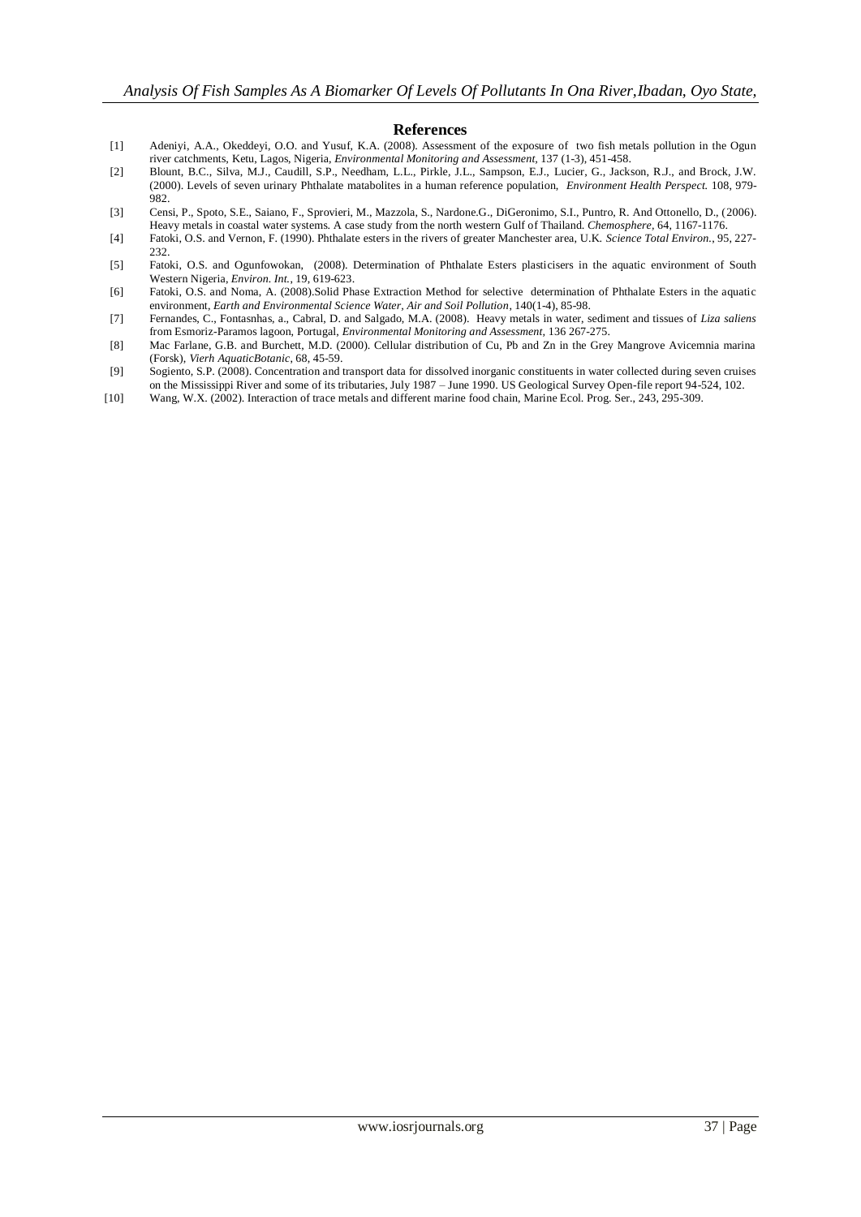## References

[1] Adeniyi, A.A., Okeddeyi, O.O. and Yusuf, K.A. (2008). Assessment of the exposure of two fish metals pollution in the Ogun river catchments, Ketu, Lagos, Nigeria, *Environmental Monitoring and Assessment*, 137 (1-3), 451-458.

[2] Blount, B.C., Silva, M.J., Caudill, S.P., Needham, L.L., Pirkle, J.L., Sampson, E.J., Lucier, G., Jackson, R.J., and Brock, J.W. (2000). Levels of seven urinary Phthalate matabolites in a human reference population, *Environment Health Perspect.* 108, 979-982.

[3] Censi, P., Spoto, S.E., Saiano, F., Sprovieri, M., Mazzola, S., Nardone.G., DiGeronimo, S.I., Puntro, R. And Ottonello, D., (2006). Heavy metals in coastal water systems. A case study from the north western Gulf of Thailand. *Chemosphere*, 64, 1167-1176.

[4] Fatoki, O.S. and Vernon, F. (1990). Phthalate esters in the rivers of greater Manchester area, U.K. *Science Total Environ.*, 95, 227-232.

[5] Fatoki, O.S. and Ogunfowokan, (2008). Determination of Phthalate Esters plasticisers in the aquatic environment of South Western Nigeria, *Environ. Int.*, 19, 619-623.

[6] Fatoki, O.S. and Noma, A. (2008).Solid Phase Extraction Method for selective determination of Phthalate Esters in the aquatic environment, *Earth and Environmental Science Water, Air and Soil Pollution*, 140(1-4), 85-98.

[7] Fernandes, C., Fontasnhas, a., Cabral, D. and Salgado, M.A. (2008). Heavy metals in water, sediment and tissues of *Liza saliens* from Esmoriz-Paramos lagoon, Portugal, *Environmental Monitoring and Assessment*, 136 267-275.

[8] Mac Farlane, G.B. and Burchett, M.D. (2000). Cellular distribution of Cu, Pb and Zn in the Grey Mangrove Avicemnia marina (Forsk), *Vierh AquaticBotanic*, 68, 45-59.

[9] Sogiento, S.P. (2008). Concentration and transport data for dissolved inorganic constituents in water collected during seven cruises on the Mississippi River and some of its tributaries, July 1987 – June 1990. US Geological Survey Open-file report 94-524, 102.

[10] Wang, W.X. (2002). Interaction of trace metals and different marine food chain, Marine Ecol. Prog. Ser., 243, 295-309.